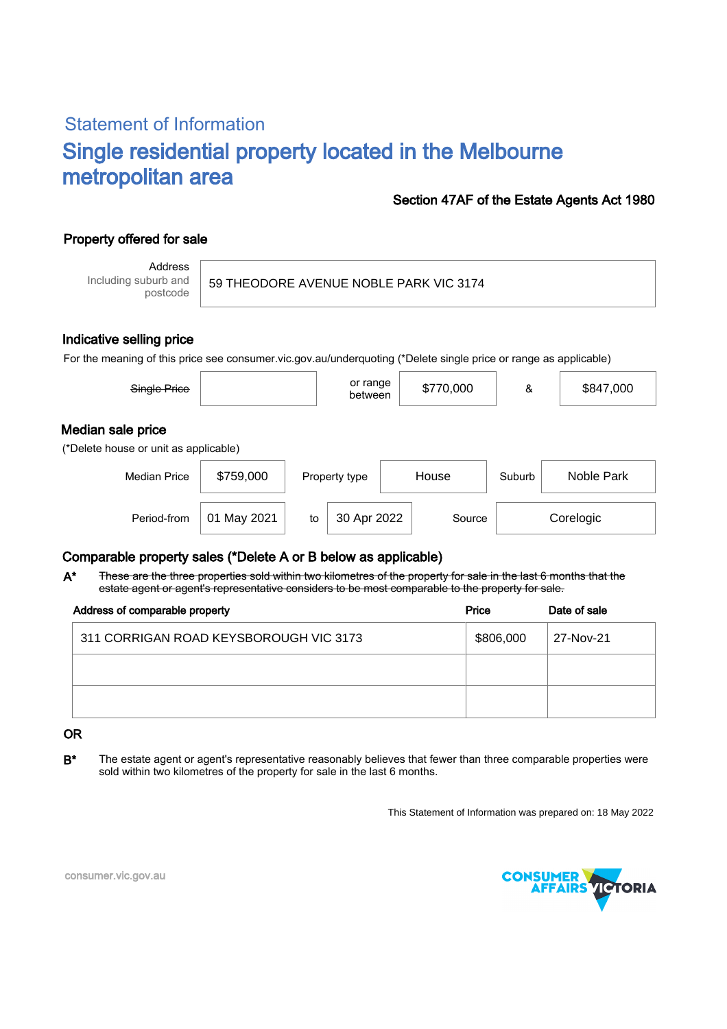## Statement of Information

# Single residential property located in the Melbourne metropolitan area

**Section 47AF of the Estate Agents Act 1980**

### Property offered for sale

| | |
|---|---|
| Address<br>Including suburb and postcode | 59 THEODORE AVENUE NOBLE PARK VIC 3174 |

### Indicative selling price

For the meaning of this price see consumer.vic.gov.au/underquoting (*Delete single price or range as applicable)

| | | | | | |
|---|---|---|---|---|---|
| ~~Single Price~~ | | or range between | $770,000 | & | $847,000 |

### Median sale price

(*Delete house or unit as applicable)

| | | | | | |
|---|---|---|---|---|---|
| Median Price | $759,000 | Property type | House | Suburb | Noble Park |
| Period-from | 01 May 2021 | to | 30 Apr 2022 | Source | Corelogic |

### Comparable property sales (*Delete A or B below as applicable)

**A*** ~~These are the three properties sold within two kilometres of the property for sale in the last 6 months that the estate agent or agent's representative considers to be most comparable to the property for sale.~~

| Address of comparable property | Price | Date of sale |
|---|---|---|
| 311 CORRIGAN ROAD KEYSBOROUGH VIC 3173 | $806,000 | 27-Nov-21 |
| | | |
| | | |

**OR**

**B*** The estate agent or agent's representative reasonably believes that fewer than three comparable properties were sold within two kilometres of the property for sale in the last 6 months.

This Statement of Information was prepared on: 18 May 2022

consumer.vic.gov.au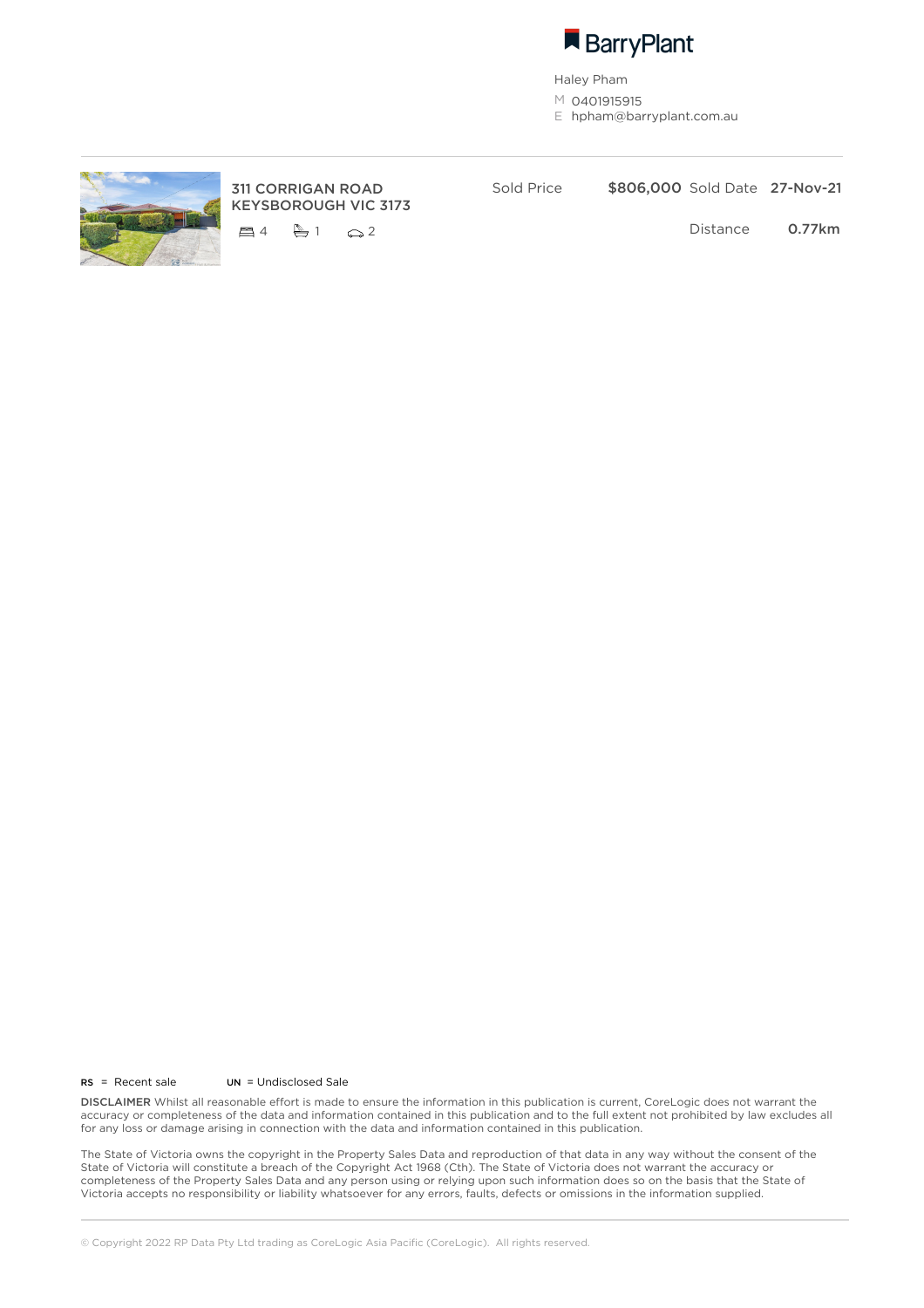BarryPlant

Haley Pham
M 0401915915
E hpham@barryplant.com.au

| | | | | | |
|---|---|---|---|---|---|
| 311 CORRIGAN ROAD KEYSBOROUGH VIC 3173 | Sold Price | $806,000 | Sold Date | 27-Nov-21 | |
| 4 1 2 | | | Distance | 0.77km | |

**RS** = Recent sale **UN** = Undisclosed Sale

**DISCLAIMER** Whilst all reasonable effort is made to ensure the information in this publication is current, CoreLogic does not warrant the accuracy or completeness of the data and information contained in this publication and to the full extent not prohibited by law excludes all for any loss or damage arising in connection with the data and information contained in this publication.

The State of Victoria owns the copyright in the Property Sales Data and reproduction of that data in any way without the consent of the State of Victoria will constitute a breach of the Copyright Act 1968 (Cth). The State of Victoria does not warrant the accuracy or completeness of the Property Sales Data and any person using or relying upon such information does so on the basis that the State of Victoria accepts no responsibility or liability whatsoever for any errors, faults, defects or omissions in the information supplied.

© Copyright 2022 RP Data Pty Ltd trading as CoreLogic Asia Pacific (CoreLogic). All rights reserved.